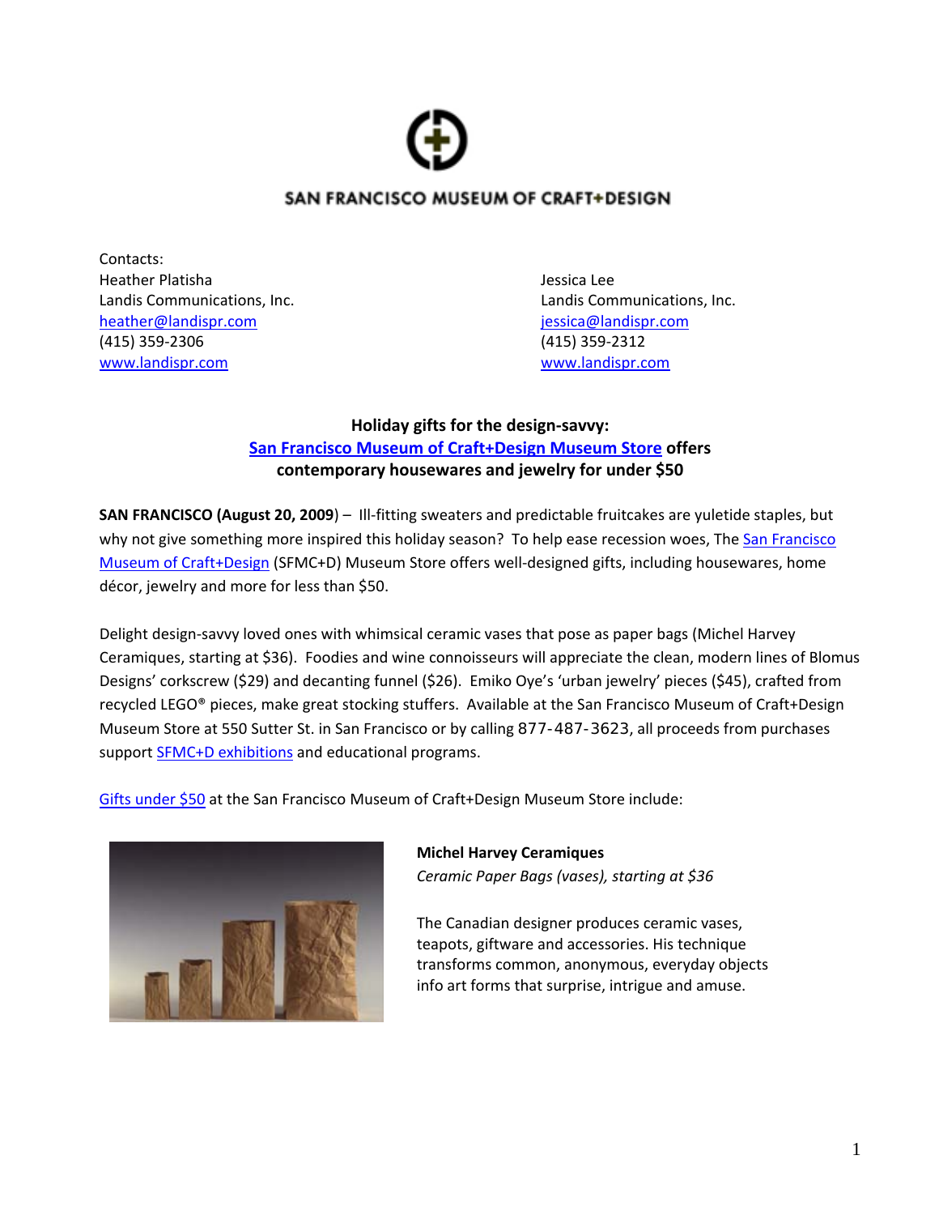SAN FRANCISCO MUSEUM OF CRAFT+DESIGN

Contacts:

Heather Platisha
Landis Communications, Inc.
heather@landispr.com
(415) 359-2306
www.landispr.com

Jessica Lee
Landis Communications, Inc.
jessica@landispr.com
(415) 359-2312
www.landispr.com

**Holiday gifts for the design-savvy:**
**San Francisco Museum of Craft+Design Museum Store offers contemporary housewares and jewelry for under $50**

**SAN FRANCISCO (August 20, 2009**) – Ill-fitting sweaters and predictable fruitcakes are yuletide staples, but why not give something more inspired this holiday season? To help ease recession woes, The San Francisco Museum of Craft+Design (SFMC+D) Museum Store offers well-designed gifts, including housewares, home décor, jewelry and more for less than $50.

Delight design-savvy loved ones with whimsical ceramic vases that pose as paper bags (Michel Harvey Ceramiques, starting at $36). Foodies and wine connoisseurs will appreciate the clean, modern lines of Blomus Designs' corkscrew ($29) and decanting funnel ($26). Emiko Oye's 'urban jewelry' pieces ($45), crafted from recycled LEGO® pieces, make great stocking stuffers. Available at the San Francisco Museum of Craft+Design Museum Store at 550 Sutter St. in San Francisco or by calling 877-487-3623, all proceeds from purchases support SFMC+D exhibitions and educational programs.

Gifts under $50 at the San Francisco Museum of Craft+Design Museum Store include:

**Michel Harvey Ceramiques**
*Ceramic Paper Bags (vases), starting at $36*

The Canadian designer produces ceramic vases, teapots, giftware and accessories. His technique transforms common, anonymous, everyday objects info art forms that surprise, intrigue and amuse.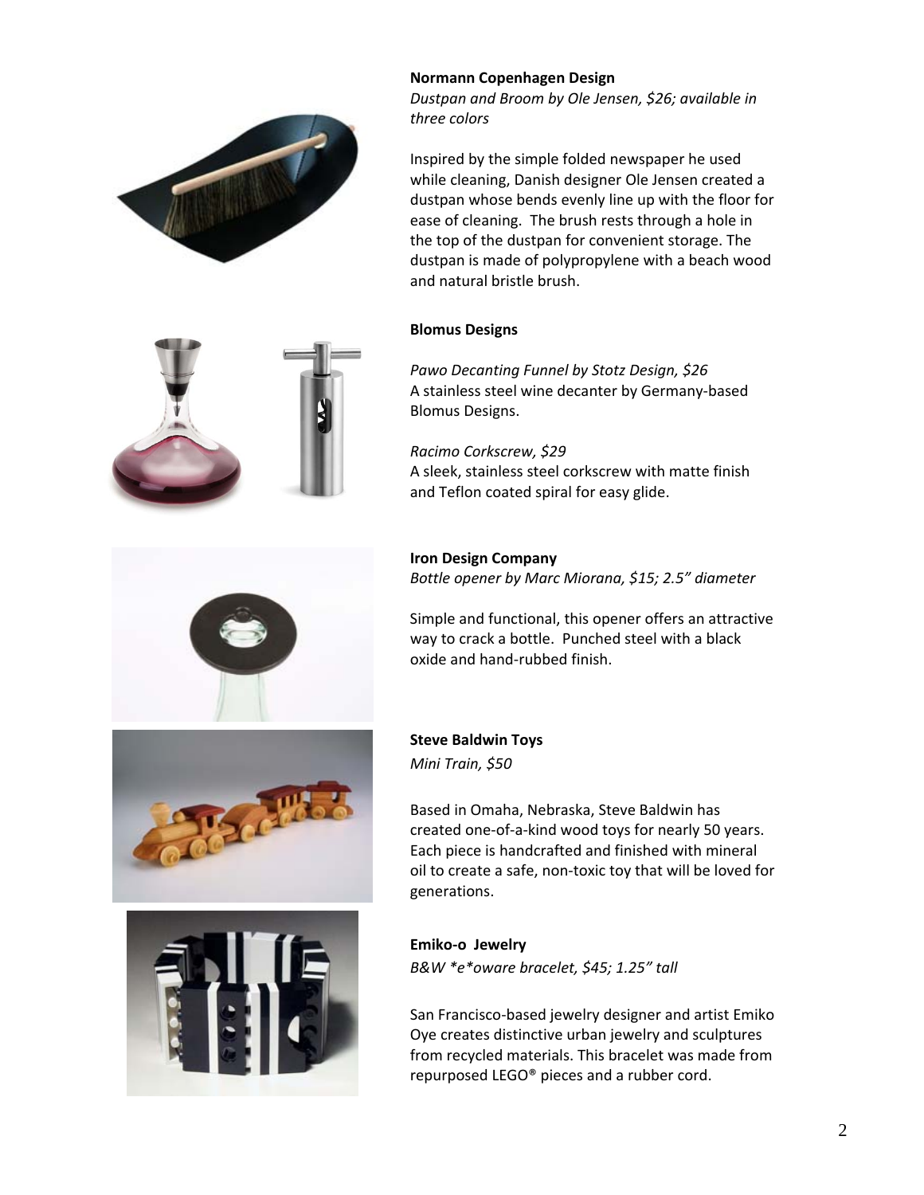**Normann Copenhagen Design**

*Dustpan and Broom by Ole Jensen, $26; available in three colors*

Inspired by the simple folded newspaper he used while cleaning, Danish designer Ole Jensen created a dustpan whose bends evenly line up with the floor for ease of cleaning. The brush rests through a hole in the top of the dustpan for convenient storage. The dustpan is made of polypropylene with a beach wood and natural bristle brush.

**Blomus Designs**

*Pawo Decanting Funnel by Stotz Design, $26*

A stainless steel wine decanter by Germany-based Blomus Designs.

*Racimo Corkscrew, $29*

A sleek, stainless steel corkscrew with matte finish and Teflon coated spiral for easy glide.

**Iron Design Company**

*Bottle opener by Marc Miorana, $15; 2.5" diameter*

Simple and functional, this opener offers an attractive way to crack a bottle. Punched steel with a black oxide and hand-rubbed finish.

**Steve Baldwin Toys**

*Mini Train, $50*

Based in Omaha, Nebraska, Steve Baldwin has created one-of-a-kind wood toys for nearly 50 years. Each piece is handcrafted and finished with mineral oil to create a safe, non-toxic toy that will be loved for generations.

**Emiko-o Jewelry**

*B&W *e*oware bracelet, $45; 1.25" tall*

San Francisco-based jewelry designer and artist Emiko Oye creates distinctive urban jewelry and sculptures from recycled materials. This bracelet was made from repurposed LEGO® pieces and a rubber cord.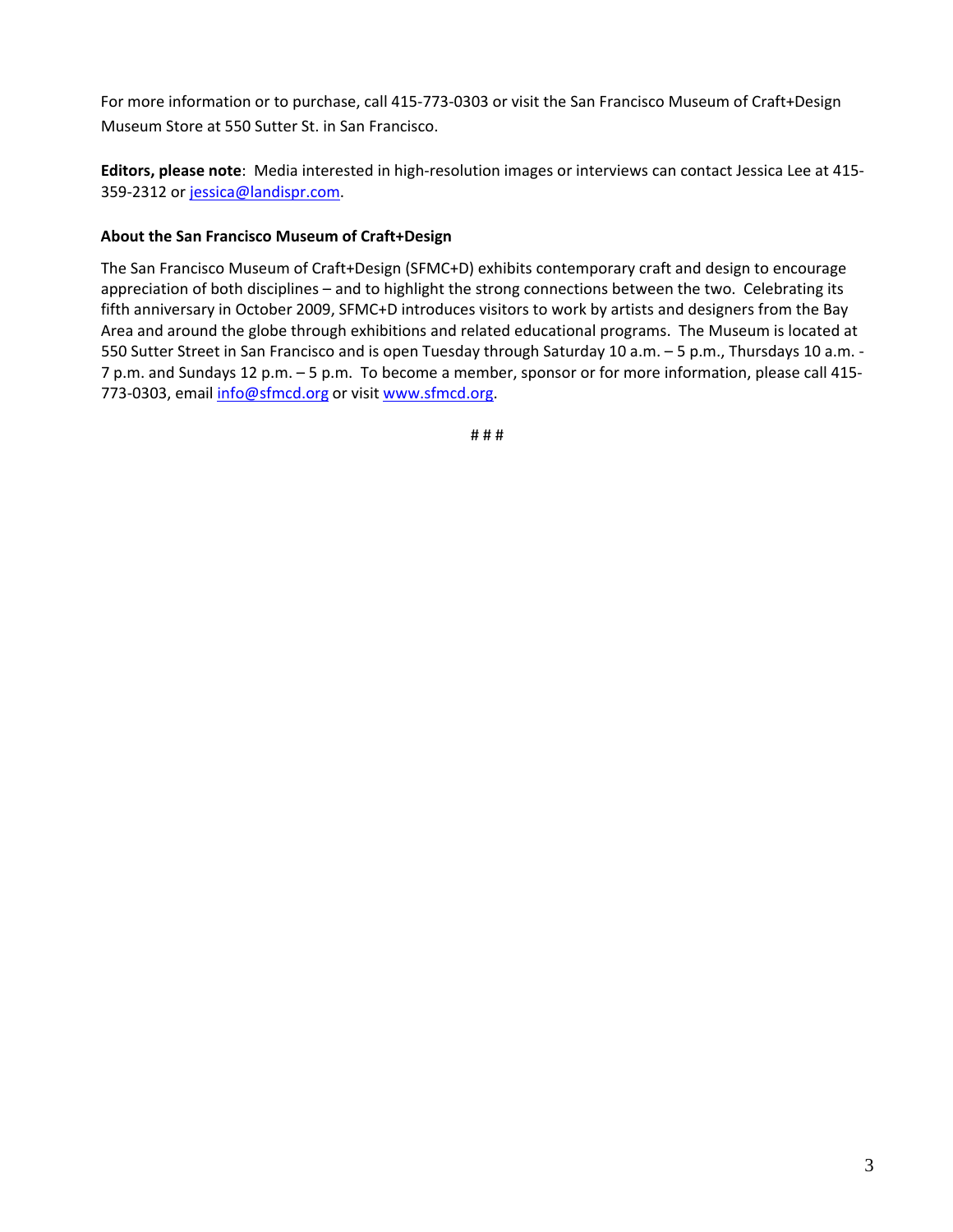For more information or to purchase, call 415-773-0303 or visit the San Francisco Museum of Craft+Design Museum Store at 550 Sutter St. in San Francisco.

**Editors, please note**: Media interested in high-resolution images or interviews can contact Jessica Lee at 415-359-2312 or jessica@landispr.com.

**About the San Francisco Museum of Craft+Design**

The San Francisco Museum of Craft+Design (SFMC+D) exhibits contemporary craft and design to encourage appreciation of both disciplines – and to highlight the strong connections between the two. Celebrating its fifth anniversary in October 2009, SFMC+D introduces visitors to work by artists and designers from the Bay Area and around the globe through exhibitions and related educational programs. The Museum is located at 550 Sutter Street in San Francisco and is open Tuesday through Saturday 10 a.m. – 5 p.m., Thursdays 10 a.m. - 7 p.m. and Sundays 12 p.m. – 5 p.m. To become a member, sponsor or for more information, please call 415-773-0303, email info@sfmcd.org or visit www.sfmcd.org.

# # #